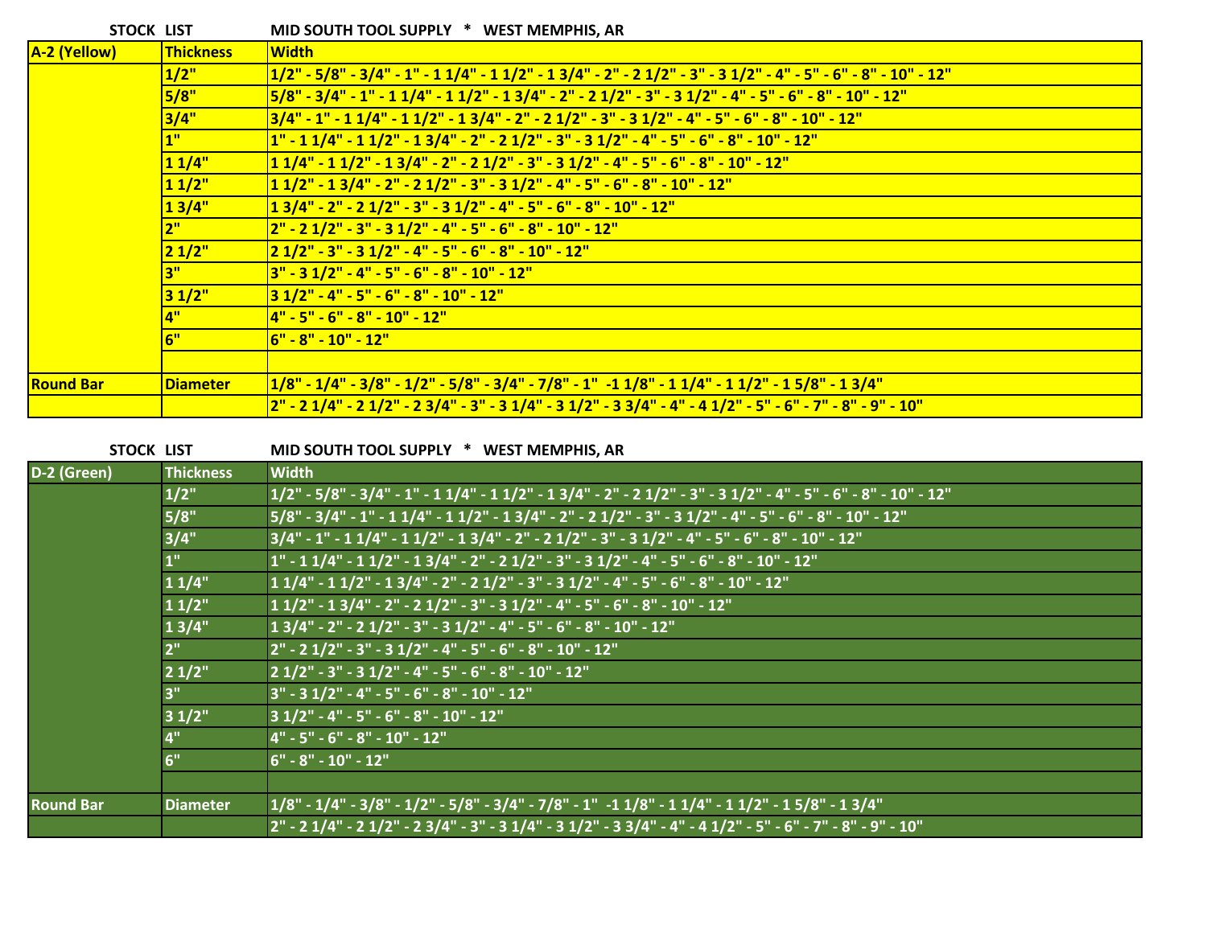**STOCK LIST** **MID SOUTH TOOL SUPPLY * WEST MEMPHIS, AR**

| A-2 (Yellow) | Thickness | Width |
|---|---|---|
| | 1/2" | 1/2" - 5/8" - 3/4" - 1" - 1 1/4" - 1 1/2" - 1 3/4" - 2" - 2 1/2" - 3" - 3 1/2" - 4" - 5" - 6" - 8" - 10" - 12" |
| | 5/8" | 5/8" - 3/4" - 1" - 1 1/4" - 1 1/2" - 1 3/4" - 2" - 2 1/2" - 3" - 3 1/2" - 4" - 5" - 6" - 8" - 10" - 12" |
| | 3/4" | 3/4" - 1" - 1 1/4" - 1 1/2" - 1 3/4" - 2" - 2 1/2" - 3" - 3 1/2" - 4" - 5" - 6" - 8" - 10" - 12" |
| | 1" | 1" - 1 1/4" - 1 1/2" - 1 3/4" - 2" - 2 1/2" - 3" - 3 1/2" - 4" - 5" - 6" - 8" - 10" - 12" |
| | 1 1/4" | 1 1/4" - 1 1/2" - 1 3/4" - 2" - 2 1/2" - 3" - 3 1/2" - 4" - 5" - 6" - 8" - 10" - 12" |
| | 1 1/2" | 1 1/2" - 1 3/4" - 2" - 2 1/2" - 3" - 3 1/2" - 4" - 5" - 6" - 8" - 10" - 12" |
| | 1 3/4" | 1 3/4" - 2" - 2 1/2" - 3" - 3 1/2" - 4" - 5" - 6" - 8" - 10" - 12" |
| | 2" | 2" - 2 1/2" - 3" - 3 1/2" - 4" - 5" - 6" - 8" - 10" - 12" |
| | 2 1/2" | 2 1/2" - 3" - 3 1/2" - 4" - 5" - 6" - 8" - 10" - 12" |
| | 3" | 3" - 3 1/2" - 4" - 5" - 6" - 8" - 10" - 12" |
| | 3 1/2" | 3 1/2" - 4" - 5" - 6" - 8" - 10" - 12" |
| | 4" | 4" - 5" - 6" - 8" - 10" - 12" |
| | 6" | 6" - 8" - 10" - 12" |
| | | |
| Round Bar | Diameter | 1/8" - 1/4" - 3/8" - 1/2" - 5/8" - 3/4" - 7/8" - 1" -1 1/8" - 1 1/4" - 1 1/2" - 1 5/8" - 1 3/4" |
| | | 2" - 2 1/4" - 2 1/2" - 2 3/4" - 3" - 3 1/4" - 3 1/2" - 3 3/4" - 4" - 4 1/2" - 5" - 6" - 7" - 8" - 9" - 10" |

**STOCK LIST** **MID SOUTH TOOL SUPPLY * WEST MEMPHIS, AR**

| D-2 (Green) | Thickness | Width |
|---|---|---|
| | 1/2" | 1/2" - 5/8" - 3/4" - 1" - 1 1/4" - 1 1/2" - 1 3/4" - 2" - 2 1/2" - 3" - 3 1/2" - 4" - 5" - 6" - 8" - 10" - 12" |
| | 5/8" | 5/8" - 3/4" - 1" - 1 1/4" - 1 1/2" - 1 3/4" - 2" - 2 1/2" - 3" - 3 1/2" - 4" - 5" - 6" - 8" - 10" - 12" |
| | 3/4" | 3/4" - 1" - 1 1/4" - 1 1/2" - 1 3/4" - 2" - 2 1/2" - 3" - 3 1/2" - 4" - 5" - 6" - 8" - 10" - 12" |
| | 1" | 1" - 1 1/4" - 1 1/2" - 1 3/4" - 2" - 2 1/2" - 3" - 3 1/2" - 4" - 5" - 6" - 8" - 10" - 12" |
| | 1 1/4" | 1 1/4" - 1 1/2" - 1 3/4" - 2" - 2 1/2" - 3" - 3 1/2" - 4" - 5" - 6" - 8" - 10" - 12" |
| | 1 1/2" | 1 1/2" - 1 3/4" - 2" - 2 1/2" - 3" - 3 1/2" - 4" - 5" - 6" - 8" - 10" - 12" |
| | 1 3/4" | 1 3/4" - 2" - 2 1/2" - 3" - 3 1/2" - 4" - 5" - 6" - 8" - 10" - 12" |
| | 2" | 2" - 2 1/2" - 3" - 3 1/2" - 4" - 5" - 6" - 8" - 10" - 12" |
| | 2 1/2" | 2 1/2" - 3" - 3 1/2" - 4" - 5" - 6" - 8" - 10" - 12" |
| | 3" | 3" - 3 1/2" - 4" - 5" - 6" - 8" - 10" - 12" |
| | 3 1/2" | 3 1/2" - 4" - 5" - 6" - 8" - 10" - 12" |
| | 4" | 4" - 5" - 6" - 8" - 10" - 12" |
| | 6" | 6" - 8" - 10" - 12" |
| | | |
| Round Bar | Diameter | 1/8" - 1/4" - 3/8" - 1/2" - 5/8" - 3/4" - 7/8" - 1" -1 1/8" - 1 1/4" - 1 1/2" - 1 5/8" - 1 3/4" |
| | | 2" - 2 1/4" - 2 1/2" - 2 3/4" - 3" - 3 1/4" - 3 1/2" - 3 3/4" - 4" - 4 1/2" - 5" - 6" - 7" - 8" - 9" - 10" |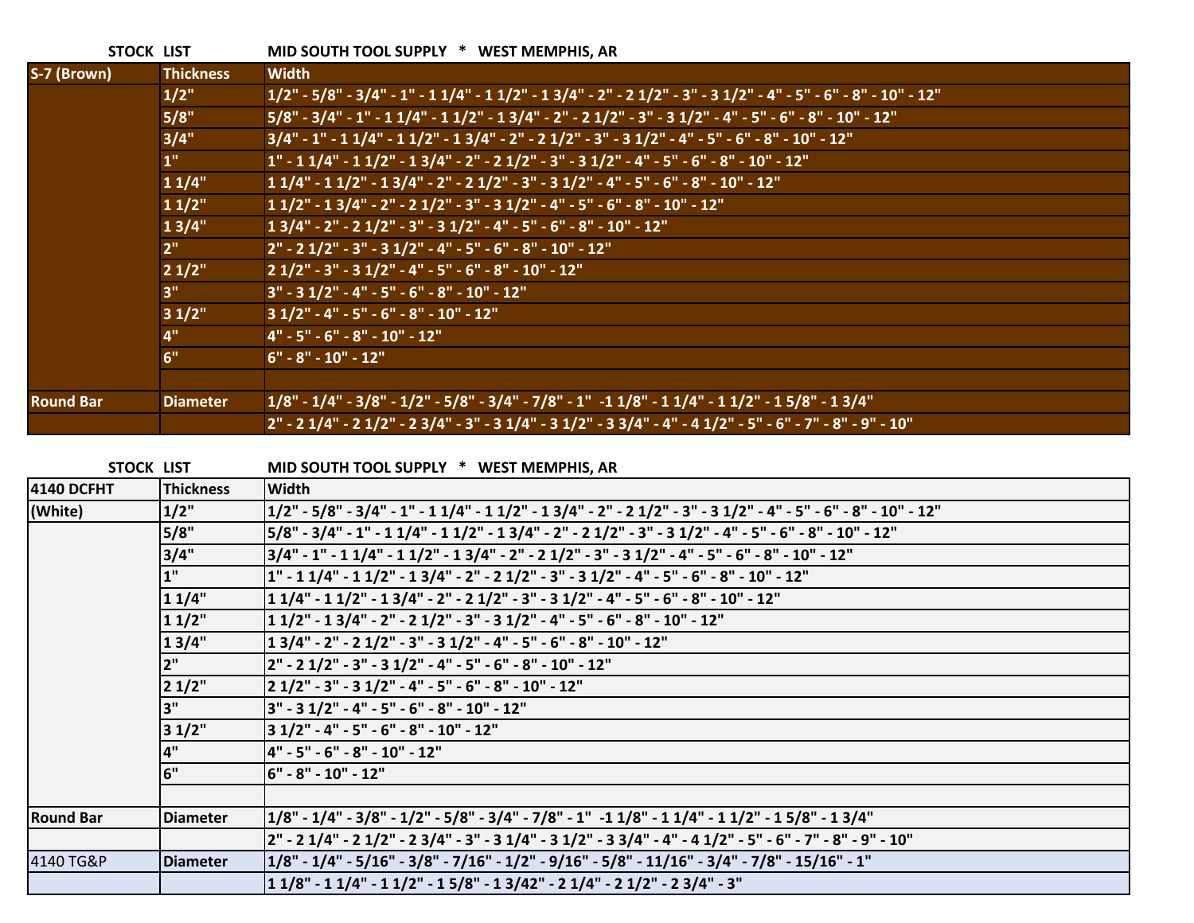STOCK LIST MID SOUTH TOOL SUPPLY * WEST MEMPHIS, AR

| S-7 (Brown) | Thickness | Width |
|---|---|---|
| | 1/2" | 1/2" - 5/8" - 3/4" - 1" - 1 1/4" - 1 1/2" - 1 3/4" - 2" - 2 1/2" - 3" - 3 1/2" - 4" - 5" - 6" - 8" - 10" - 12" |
| | 5/8" | 5/8" - 3/4" - 1" - 1 1/4" - 1 1/2" - 1 3/4" - 2" - 2 1/2" - 3" - 3 1/2" - 4" - 5" - 6" - 8" - 10" - 12" |
| | 3/4" | 3/4" - 1" - 1 1/4" - 1 1/2" - 1 3/4" - 2" - 2 1/2" - 3" - 3 1/2" - 4" - 5" - 6" - 8" - 10" - 12" |
| | 1" | 1" - 1 1/4" - 1 1/2" - 1 3/4" - 2" - 2 1/2" - 3" - 3 1/2" - 4" - 5" - 6" - 8" - 10" - 12" |
| | 1 1/4" | 1 1/4" - 1 1/2" - 1 3/4" - 2" - 2 1/2" - 3" - 3 1/2" - 4" - 5" - 6" - 8" - 10" - 12" |
| | 1 1/2" | 1 1/2" - 1 3/4" - 2" - 2 1/2" - 3" - 3 1/2" - 4" - 5" - 6" - 8" - 10" - 12" |
| | 1 3/4" | 1 3/4" - 2" - 2 1/2" - 3" - 3 1/2" - 4" - 5" - 6" - 8" - 10" - 12" |
| | 2" | 2" - 2 1/2" - 3" - 3 1/2" - 4" - 5" - 6" - 8" - 10" - 12" |
| | 2 1/2" | 2 1/2" - 3" - 3 1/2" - 4" - 5" - 6" - 8" - 10" - 12" |
| | 3" | 3" - 3 1/2" - 4" - 5" - 6" - 8" - 10" - 12" |
| | 3 1/2" | 3 1/2" - 4" - 5" - 6" - 8" - 10" - 12" |
| | 4" | 4" - 5" - 6" - 8" - 10" - 12" |
| | 6" | 6" - 8" - 10" - 12" |
| | | |
| Round Bar | Diameter | 1/8" - 1/4" - 3/8" - 1/2" - 5/8" - 3/4" - 7/8" - 1" -1 1/8" - 1 1/4" - 1 1/2" - 1 5/8" - 1 3/4" |
| | | 2" - 2 1/4" - 2 1/2" - 2 3/4" - 3" - 3 1/4" - 3 1/2" - 3 3/4" - 4" - 4 1/2" - 5" - 6" - 7" - 8" - 9" - 10" |

STOCK LIST MID SOUTH TOOL SUPPLY * WEST MEMPHIS, AR

| 4140 DCFHT | Thickness | Width |
|---|---|---|
| (White) | 1/2" | 1/2" - 5/8" - 3/4" - 1" - 1 1/4" - 1 1/2" - 1 3/4" - 2" - 2 1/2" - 3" - 3 1/2" - 4" - 5" - 6" - 8" - 10" - 12" |
| | 5/8" | 5/8" - 3/4" - 1" - 1 1/4" - 1 1/2" - 1 3/4" - 2" - 2 1/2" - 3" - 3 1/2" - 4" - 5" - 6" - 8" - 10" - 12" |
| | 3/4" | 3/4" - 1" - 1 1/4" - 1 1/2" - 1 3/4" - 2" - 2 1/2" - 3" - 3 1/2" - 4" - 5" - 6" - 8" - 10" - 12" |
| | 1" | 1" - 1 1/4" - 1 1/2" - 1 3/4" - 2" - 2 1/2" - 3" - 3 1/2" - 4" - 5" - 6" - 8" - 10" - 12" |
| | 1 1/4" | 1 1/4" - 1 1/2" - 1 3/4" - 2" - 2 1/2" - 3" - 3 1/2" - 4" - 5" - 6" - 8" - 10" - 12" |
| | 1 1/2" | 1 1/2" - 1 3/4" - 2" - 2 1/2" - 3" - 3 1/2" - 4" - 5" - 6" - 8" - 10" - 12" |
| | 1 3/4" | 1 3/4" - 2" - 2 1/2" - 3" - 3 1/2" - 4" - 5" - 6" - 8" - 10" - 12" |
| | 2" | 2" - 2 1/2" - 3" - 3 1/2" - 4" - 5" - 6" - 8" - 10" - 12" |
| | 2 1/2" | 2 1/2" - 3" - 3 1/2" - 4" - 5" - 6" - 8" - 10" - 12" |
| | 3" | 3" - 3 1/2" - 4" - 5" - 6" - 8" - 10" - 12" |
| | 3 1/2" | 3 1/2" - 4" - 5" - 6" - 8" - 10" - 12" |
| | 4" | 4" - 5" - 6" - 8" - 10" - 12" |
| | 6" | 6" - 8" - 10" - 12" |
| | | |
| Round Bar | Diameter | 1/8" - 1/4" - 3/8" - 1/2" - 5/8" - 3/4" - 7/8" - 1" -1 1/8" - 1 1/4" - 1 1/2" - 1 5/8" - 1 3/4" |
| | | 2" - 2 1/4" - 2 1/2" - 2 3/4" - 3" - 3 1/4" - 3 1/2" - 3 3/4" - 4" - 4 1/2" - 5" - 6" - 7" - 8" - 9" - 10" |
| 4140 TG&P | Diameter | 1/8" - 1/4" - 5/16" - 3/8" - 7/16" - 1/2" - 9/16" - 5/8" - 11/16" - 3/4" - 7/8" - 15/16" - 1" |
| | | 1 1/8" - 1 1/4" - 1 1/2" - 1 5/8" - 1 3/42" - 2 1/4" - 2 1/2" - 2 3/4" - 3" |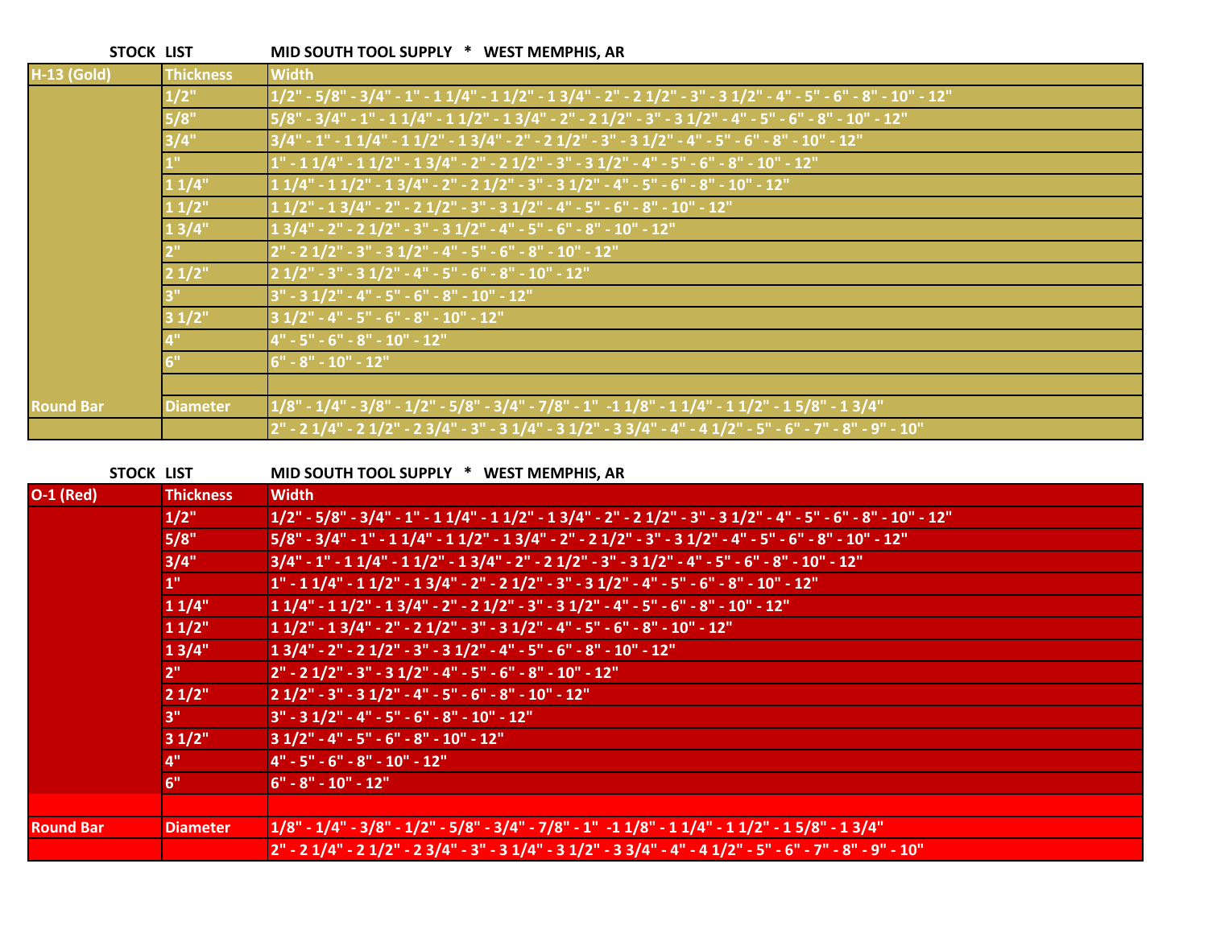**STOCK LIST** **MID SOUTH TOOL SUPPLY * WEST MEMPHIS, AR**

| H-13 (Gold) | Thickness | Width |
|---|---|---|
| | 1/2" | 1/2" - 5/8" - 3/4" - 1" - 1 1/4" - 1 1/2" - 1 3/4" - 2" - 2 1/2" - 3" - 3 1/2" - 4" - 5" - 6" - 8" - 10" - 12" |
| | 5/8" | 5/8" - 3/4" - 1" - 1 1/4" - 1 1/2" - 1 3/4" - 2" - 2 1/2" - 3" - 3 1/2" - 4" - 5" - 6" - 8" - 10" - 12" |
| | 3/4" | 3/4" - 1" - 1 1/4" - 1 1/2" - 1 3/4" - 2" - 2 1/2" - 3" - 3 1/2" - 4" - 5" - 6" - 8" - 10" - 12" |
| | 1" | 1" - 1 1/4" - 1 1/2" - 1 3/4" - 2" - 2 1/2" - 3" - 3 1/2" - 4" - 5" - 6" - 8" - 10" - 12" |
| | 1 1/4" | 1 1/4" - 1 1/2" - 1 3/4" - 2" - 2 1/2" - 3" - 3 1/2" - 4" - 5" - 6" - 8" - 10" - 12" |
| | 1 1/2" | 1 1/2" - 1 3/4" - 2" - 2 1/2" - 3" - 3 1/2" - 4" - 5" - 6" - 8" - 10" - 12" |
| | 1 3/4" | 1 3/4" - 2" - 2 1/2" - 3" - 3 1/2" - 4" - 5" - 6" - 8" - 10" - 12" |
| | 2" | 2" - 2 1/2" - 3" - 3 1/2" - 4" - 5" - 6" - 8" - 10" - 12" |
| | 2 1/2" | 2 1/2" - 3" - 3 1/2" - 4" - 5" - 6" - 8" - 10" - 12" |
| | 3" | 3" - 3 1/2" - 4" - 5" - 6" - 8" - 10" - 12" |
| | 3 1/2" | 3 1/2" - 4" - 5" - 6" - 8" - 10" - 12" |
| | 4" | 4" - 5" - 6" - 8" - 10" - 12" |
| | 6" | 6" - 8" - 10" - 12" |
| | | |
| Round Bar | Diameter | 1/8" - 1/4" - 3/8" - 1/2" - 5/8" - 3/4" - 7/8" - 1" -1 1/8" - 1 1/4" - 1 1/2" - 1 5/8" - 1 3/4" |
| | | 2" - 2 1/4" - 2 1/2" - 2 3/4" - 3" - 3 1/4" - 3 1/2" - 3 3/4" - 4" - 4 1/2" - 5" - 6" - 7" - 8" - 9" - 10" |

**STOCK LIST** **MID SOUTH TOOL SUPPLY * WEST MEMPHIS, AR**

| O-1 (Red) | Thickness | Width |
|---|---|---|
| | 1/2" | 1/2" - 5/8" - 3/4" - 1" - 1 1/4" - 1 1/2" - 1 3/4" - 2" - 2 1/2" - 3" - 3 1/2" - 4" - 5" - 6" - 8" - 10" - 12" |
| | 5/8" | 5/8" - 3/4" - 1" - 1 1/4" - 1 1/2" - 1 3/4" - 2" - 2 1/2" - 3" - 3 1/2" - 4" - 5" - 6" - 8" - 10" - 12" |
| | 3/4" | 3/4" - 1" - 1 1/4" - 1 1/2" - 1 3/4" - 2" - 2 1/2" - 3" - 3 1/2" - 4" - 5" - 6" - 8" - 10" - 12" |
| | 1" | 1" - 1 1/4" - 1 1/2" - 1 3/4" - 2" - 2 1/2" - 3" - 3 1/2" - 4" - 5" - 6" - 8" - 10" - 12" |
| | 1 1/4" | 1 1/4" - 1 1/2" - 1 3/4" - 2" - 2 1/2" - 3" - 3 1/2" - 4" - 5" - 6" - 8" - 10" - 12" |
| | 1 1/2" | 1 1/2" - 1 3/4" - 2" - 2 1/2" - 3" - 3 1/2" - 4" - 5" - 6" - 8" - 10" - 12" |
| | 1 3/4" | 1 3/4" - 2" - 2 1/2" - 3" - 3 1/2" - 4" - 5" - 6" - 8" - 10" - 12" |
| | 2" | 2" - 2 1/2" - 3" - 3 1/2" - 4" - 5" - 6" - 8" - 10" - 12" |
| | 2 1/2" | 2 1/2" - 3" - 3 1/2" - 4" - 5" - 6" - 8" - 10" - 12" |
| | 3" | 3" - 3 1/2" - 4" - 5" - 6" - 8" - 10" - 12" |
| | 3 1/2" | 3 1/2" - 4" - 5" - 6" - 8" - 10" - 12" |
| | 4" | 4" - 5" - 6" - 8" - 10" - 12" |
| | 6" | 6" - 8" - 10" - 12" |
| | | |
| Round Bar | Diameter | 1/8" - 1/4" - 3/8" - 1/2" - 5/8" - 3/4" - 7/8" - 1" -1 1/8" - 1 1/4" - 1 1/2" - 1 5/8" - 1 3/4" |
| | | 2" - 2 1/4" - 2 1/2" - 2 3/4" - 3" - 3 1/4" - 3 1/2" - 3 3/4" - 4" - 4 1/2" - 5" - 6" - 7" - 8" - 9" - 10" |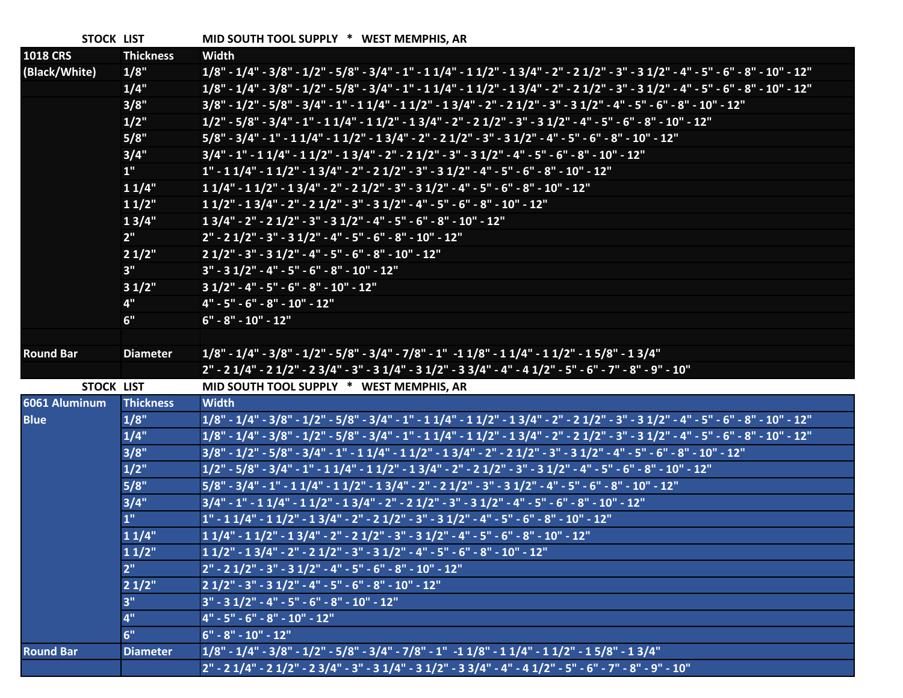STOCK LIST MID SOUTH TOOL SUPPLY * WEST MEMPHIS, AR

| 1018 CRS | Thickness | Width |
|---|---|---|
| (Black/White) | 1/8" | 1/8" - 1/4" - 3/8" - 1/2" - 5/8" - 3/4" - 1" - 1 1/4" - 1 1/2" - 1 3/4" - 2" - 2 1/2" - 3" - 3 1/2" - 4" - 5" - 6" - 8" - 10" - 12" |
| | 1/4" | 1/8" - 1/4" - 3/8" - 1/2" - 5/8" - 3/4" - 1" - 1 1/4" - 1 1/2" - 1 3/4" - 2" - 2 1/2" - 3" - 3 1/2" - 4" - 5" - 6" - 8" - 10" - 12" |
| | 3/8" | 3/8" - 1/2" - 5/8" - 3/4" - 1" - 1 1/4" - 1 1/2" - 1 3/4" - 2" - 2 1/2" - 3" - 3 1/2" - 4" - 5" - 6" - 8" - 10" - 12" |
| | 1/2" | 1/2" - 5/8" - 3/4" - 1" - 1 1/4" - 1 1/2" - 1 3/4" - 2" - 2 1/2" - 3" - 3 1/2" - 4" - 5" - 6" - 8" - 10" - 12" |
| | 5/8" | 5/8" - 3/4" - 1" - 1 1/4" - 1 1/2" - 1 3/4" - 2" - 2 1/2" - 3" - 3 1/2" - 4" - 5" - 6" - 8" - 10" - 12" |
| | 3/4" | 3/4" - 1" - 1 1/4" - 1 1/2" - 1 3/4" - 2" - 2 1/2" - 3" - 3 1/2" - 4" - 5" - 6" - 8" - 10" - 12" |
| | 1" | 1" - 1 1/4" - 1 1/2" - 1 3/4" - 2" - 2 1/2" - 3" - 3 1/2" - 4" - 5" - 6" - 8" - 10" - 12" |
| | 1 1/4" | 1 1/4" - 1 1/2" - 1 3/4" - 2" - 2 1/2" - 3" - 3 1/2" - 4" - 5" - 6" - 8" - 10" - 12" |
| | 1 1/2" | 1 1/2" - 1 3/4" - 2" - 2 1/2" - 3" - 3 1/2" - 4" - 5" - 6" - 8" - 10" - 12" |
| | 1 3/4" | 1 3/4" - 2" - 2 1/2" - 3" - 3 1/2" - 4" - 5" - 6" - 8" - 10" - 12" |
| | 2" | 2" - 2 1/2" - 3" - 3 1/2" - 4" - 5" - 6" - 8" - 10" - 12" |
| | 2 1/2" | 2 1/2" - 3" - 3 1/2" - 4" - 5" - 6" - 8" - 10" - 12" |
| | 3" | 3" - 3 1/2" - 4" - 5" - 6" - 8" - 10" - 12" |
| | 3 1/2" | 3 1/2" - 4" - 5" - 6" - 8" - 10" - 12" |
| | 4" | 4" - 5" - 6" - 8" - 10" - 12" |
| | 6" | 6" - 8" - 10" - 12" |
| | | |
| Round Bar | Diameter | 1/8" - 1/4" - 3/8" - 1/2" - 5/8" - 3/4" - 7/8" - 1" -1 1/8" - 1 1/4" - 1 1/2" - 1 5/8" - 1 3/4" |
| | | 2" - 2 1/4" - 2 1/2" - 2 3/4" - 3" - 3 1/4" - 3 1/2" - 3 3/4" - 4" - 4 1/2" - 5" - 6" - 7" - 8" - 9" - 10" |

STOCK LIST MID SOUTH TOOL SUPPLY * WEST MEMPHIS, AR

| 6061 Aluminum | Thickness | Width |
|---|---|---|
| Blue | 1/8" | 1/8" - 1/4" - 3/8" - 1/2" - 5/8" - 3/4" - 1" - 1 1/4" - 1 1/2" - 1 3/4" - 2" - 2 1/2" - 3" - 3 1/2" - 4" - 5" - 6" - 8" - 10" - 12" |
| | 1/4" | 1/8" - 1/4" - 3/8" - 1/2" - 5/8" - 3/4" - 1" - 1 1/4" - 1 1/2" - 1 3/4" - 2" - 2 1/2" - 3" - 3 1/2" - 4" - 5" - 6" - 8" - 10" - 12" |
| | 3/8" | 3/8" - 1/2" - 5/8" - 3/4" - 1" - 1 1/4" - 1 1/2" - 1 3/4" - 2" - 2 1/2" - 3" - 3 1/2" - 4" - 5" - 6" - 8" - 10" - 12" |
| | 1/2" | 1/2" - 5/8" - 3/4" - 1" - 1 1/4" - 1 1/2" - 1 3/4" - 2" - 2 1/2" - 3" - 3 1/2" - 4" - 5" - 6" - 8" - 10" - 12" |
| | 5/8" | 5/8" - 3/4" - 1" - 1 1/4" - 1 1/2" - 1 3/4" - 2" - 2 1/2" - 3" - 3 1/2" - 4" - 5" - 6" - 8" - 10" - 12" |
| | 3/4" | 3/4" - 1" - 1 1/4" - 1 1/2" - 1 3/4" - 2" - 2 1/2" - 3" - 3 1/2" - 4" - 5" - 6" - 8" - 10" - 12" |
| | 1" | 1" - 1 1/4" - 1 1/2" - 1 3/4" - 2" - 2 1/2" - 3" - 3 1/2" - 4" - 5" - 6" - 8" - 10" - 12" |
| | 1 1/4" | 1 1/4" - 1 1/2" - 1 3/4" - 2" - 2 1/2" - 3" - 3 1/2" - 4" - 5" - 6" - 8" - 10" - 12" |
| | 1 1/2" | 1 1/2" - 1 3/4" - 2" - 2 1/2" - 3" - 3 1/2" - 4" - 5" - 6" - 8" - 10" - 12" |
| | 2" | 2" - 2 1/2" - 3" - 3 1/2" - 4" - 5" - 6" - 8" - 10" - 12" |
| | 2 1/2" | 2 1/2" - 3" - 3 1/2" - 4" - 5" - 6" - 8" - 10" - 12" |
| | 3" | 3" - 3 1/2" - 4" - 5" - 6" - 8" - 10" - 12" |
| | 4" | 4" - 5" - 6" - 8" - 10" - 12" |
| | 6" | 6" - 8" - 10" - 12" |
| Round Bar | Diameter | 1/8" - 1/4" - 3/8" - 1/2" - 5/8" - 3/4" - 7/8" - 1" -1 1/8" - 1 1/4" - 1 1/2" - 1 5/8" - 1 3/4" |
| | | 2" - 2 1/4" - 2 1/2" - 2 3/4" - 3" - 3 1/4" - 3 1/2" - 3 3/4" - 4" - 4 1/2" - 5" - 6" - 7" - 8" - 9" - 10" |